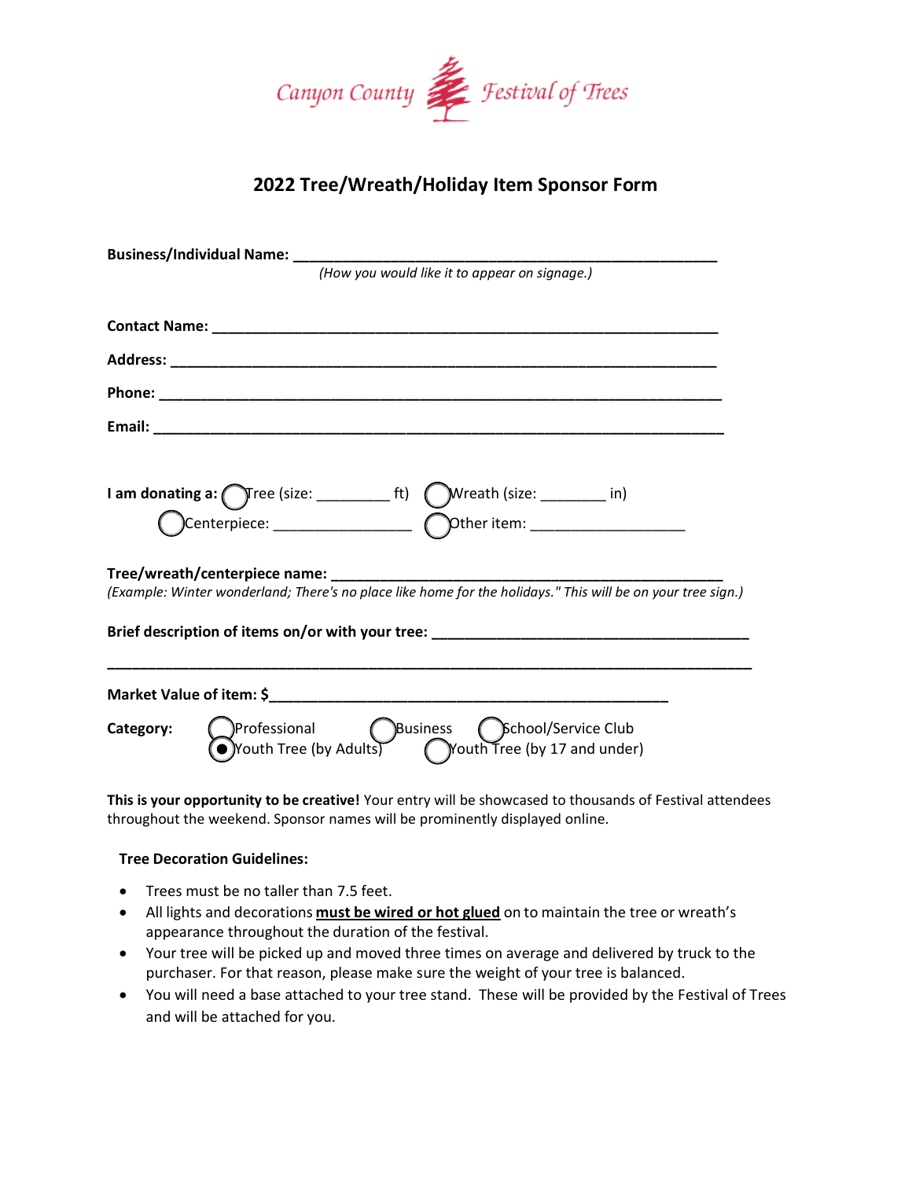Canyon County Festival of Trees

## 2022 Tree/Wreath/Holiday Item Sponsor Form

**Business/Individual Name:** ______________________________________________
*(How you would like it to appear on signage.)*

**Contact Name:** ______________________________________________

**Address:** ______________________________________________

**Phone:** ______________________________________________

**Email:** ______________________________________________

**I am donating a:** ◯ Tree (size: ________ ft) ◯ Wreath (size: _______ in)
◯ Centerpiece: ________________ ◯ Other item: __________________

**Tree/wreath/centerpiece name:** ______________________________________________
*(Example: Winter wonderland; There's no place like home for the holidays." This will be on your tree sign.)*

**Brief description of items on/or with your tree:** ______________________________________________

______________________________________________

**Market Value of item: $**______________________________________________

**Category:** ◯ Professional ◯ Business ◯ School/Service Club
◉ Youth Tree (by Adults) ◯ Youth Tree (by 17 and under)

**This is your opportunity to be creative!** Your entry will be showcased to thousands of Festival attendees throughout the weekend. Sponsor names will be prominently displayed online.

**Tree Decoration Guidelines:**

- Trees must be no taller than 7.5 feet.
- All lights and decorations **must be wired or hot glued** on to maintain the tree or wreath's appearance throughout the duration of the festival.
- Your tree will be picked up and moved three times on average and delivered by truck to the purchaser. For that reason, please make sure the weight of your tree is balanced.
- You will need a base attached to your tree stand. These will be provided by the Festival of Trees and will be attached for you.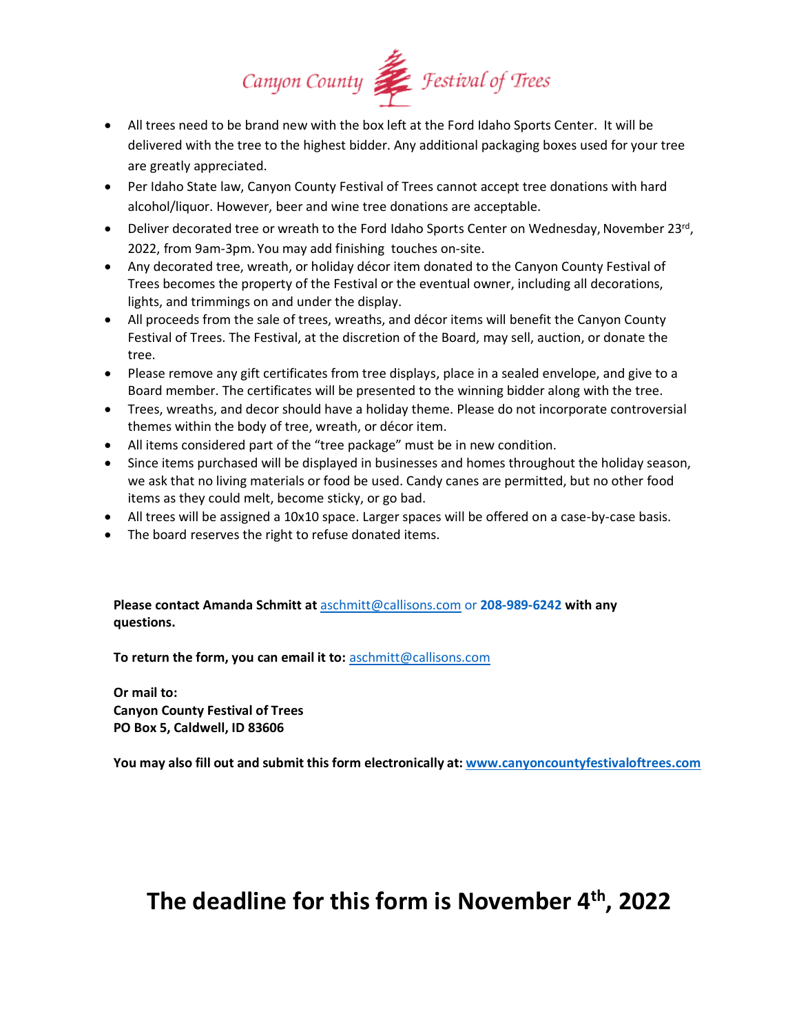Canyon County Festival of Trees

- All trees need to be brand new with the box left at the Ford Idaho Sports Center. It will be delivered with the tree to the highest bidder. Any additional packaging boxes used for your tree are greatly appreciated.
- Per Idaho State law, Canyon County Festival of Trees cannot accept tree donations with hard alcohol/liquor. However, beer and wine tree donations are acceptable.
- Deliver decorated tree or wreath to the Ford Idaho Sports Center on Wednesday, November 23rd, 2022, from 9am-3pm. You may add finishing touches on-site.
- Any decorated tree, wreath, or holiday décor item donated to the Canyon County Festival of Trees becomes the property of the Festival or the eventual owner, including all decorations, lights, and trimmings on and under the display.
- All proceeds from the sale of trees, wreaths, and décor items will benefit the Canyon County Festival of Trees. The Festival, at the discretion of the Board, may sell, auction, or donate the tree.
- Please remove any gift certificates from tree displays, place in a sealed envelope, and give to a Board member. The certificates will be presented to the winning bidder along with the tree.
- Trees, wreaths, and decor should have a holiday theme. Please do not incorporate controversial themes within the body of tree, wreath, or décor item.
- All items considered part of the "tree package" must be in new condition.
- Since items purchased will be displayed in businesses and homes throughout the holiday season, we ask that no living materials or food be used. Candy canes are permitted, but no other food items as they could melt, become sticky, or go bad.
- All trees will be assigned a 10x10 space. Larger spaces will be offered on a case-by-case basis.
- The board reserves the right to refuse donated items.

**Please contact Amanda Schmitt at aschmitt@callisons.com or 208-989-6242 with any questions.**

**To return the form, you can email it to:** aschmitt@callisons.com

**Or mail to:**
**Canyon County Festival of Trees**
**PO Box 5, Caldwell, ID 83606**

**You may also fill out and submit this form electronically at: www.canyoncountyfestivaloftrees.com**

# The deadline for this form is November 4th, 2022